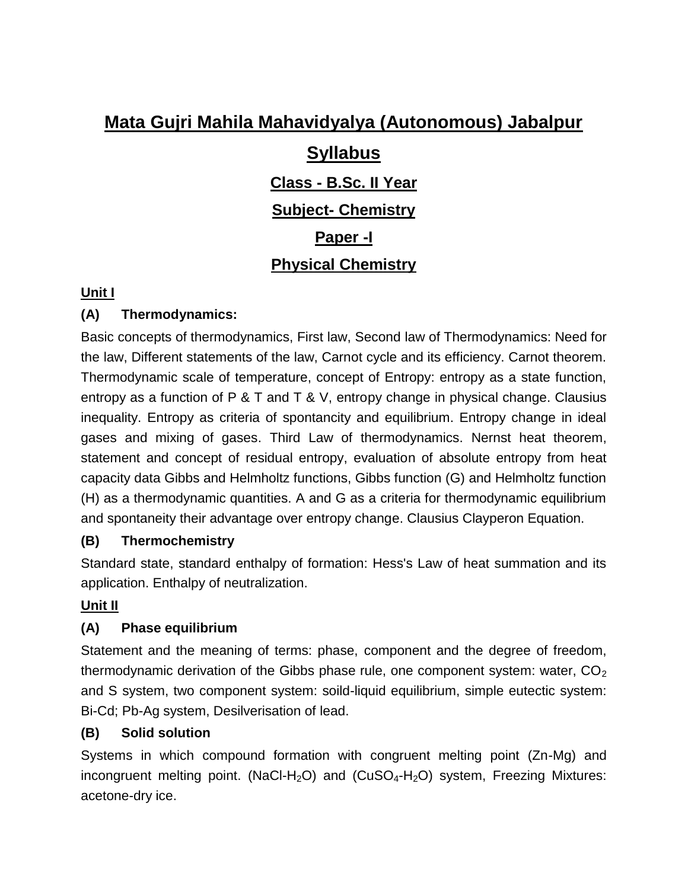# Mata Gujri Mahila Mahavidyalya (Autonomous) Jabalpur

## Syllabus

### Class - B.Sc. II Year

### Subject- Chemistry

### Paper -I

### Physical Chemistry

**Unit I**

**(A) Thermodynamics:**

Basic concepts of thermodynamics, First law, Second law of Thermodynamics: Need for the law, Different statements of the law, Carnot cycle and its efficiency. Carnot theorem. Thermodynamic scale of temperature, concept of Entropy: entropy as a state function, entropy as a function of P & T and T & V, entropy change in physical change. Clausius inequality. Entropy as criteria of spontancity and equilibrium. Entropy change in ideal gases and mixing of gases. Third Law of thermodynamics. Nernst heat theorem, statement and concept of residual entropy, evaluation of absolute entropy from heat capacity data Gibbs and Helmholtz functions, Gibbs function (G) and Helmholtz function (H) as a thermodynamic quantities. A and G as a criteria for thermodynamic equilibrium and spontaneity their advantage over entropy change. Clausius Clayperon Equation.

**(B) Thermochemistry**

Standard state, standard enthalpy of formation: Hess's Law of heat summation and its application. Enthalpy of neutralization.

**Unit II**

**(A) Phase equilibrium**

Statement and the meaning of terms: phase, component and the degree of freedom, thermodynamic derivation of the Gibbs phase rule, one component system: water, $CO_2$ and S system, two component system: soild-liquid equilibrium, simple eutectic system: Bi-Cd; Pb-Ag system, Desilverisation of lead.

**(B) Solid solution**

Systems in which compound formation with congruent melting point (Zn-Mg) and incongruent melting point. ($NaCl$-$H_2O$) and ($CuSO_4$-$H_2O$) system, Freezing Mixtures: acetone-dry ice.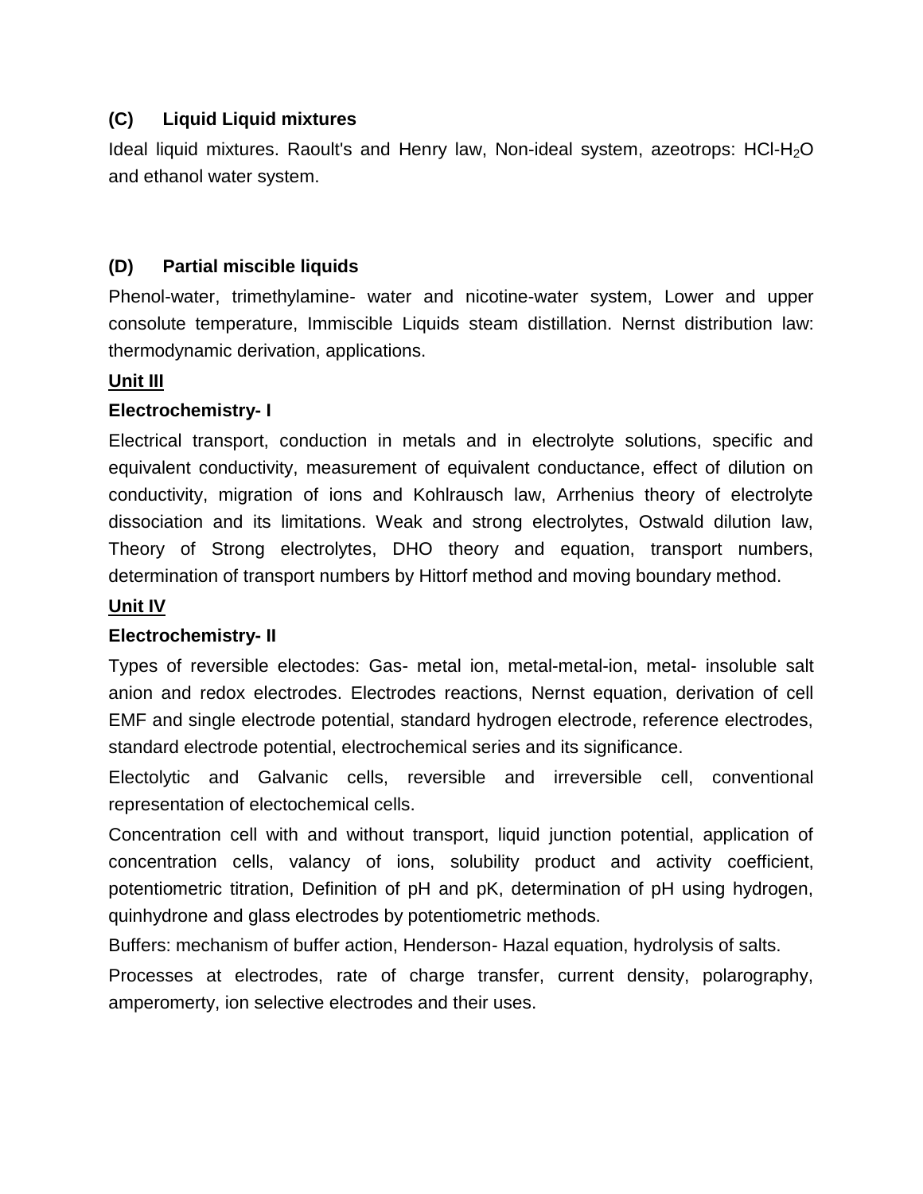**(C) Liquid Liquid mixtures**

Ideal liquid mixtures. Raoult's and Henry law, Non-ideal system, azeotrops: HCl-$H_2O$ and ethanol water system.

**(D) Partial miscible liquids**

Phenol-water, trimethylamine- water and nicotine-water system, Lower and upper consolute temperature, Immiscible Liquids steam distillation. Nernst distribution law: thermodynamic derivation, applications.

**Unit III**

**Electrochemistry- I**

Electrical transport, conduction in metals and in electrolyte solutions, specific and equivalent conductivity, measurement of equivalent conductance, effect of dilution on conductivity, migration of ions and Kohlrausch law, Arrhenius theory of electrolyte dissociation and its limitations. Weak and strong electrolytes, Ostwald dilution law, Theory of Strong electrolytes, DHO theory and equation, transport numbers, determination of transport numbers by Hittorf method and moving boundary method.

**Unit IV**

**Electrochemistry- II**

Types of reversible electodes: Gas- metal ion, metal-metal-ion, metal- insoluble salt anion and redox electrodes. Electrodes reactions, Nernst equation, derivation of cell EMF and single electrode potential, standard hydrogen electrode, reference electrodes, standard electrode potential, electrochemical series and its significance.

Electolytic and Galvanic cells, reversible and irreversible cell, conventional representation of electochemical cells.

Concentration cell with and without transport, liquid junction potential, application of concentration cells, valancy of ions, solubility product and activity coefficient, potentiometric titration, Definition of pH and pK, determination of pH using hydrogen, quinhydrone and glass electrodes by potentiometric methods.

Buffers: mechanism of buffer action, Henderson- Hazal equation, hydrolysis of salts.

Processes at electrodes, rate of charge transfer, current density, polarography, amperomerty, ion selective electrodes and their uses.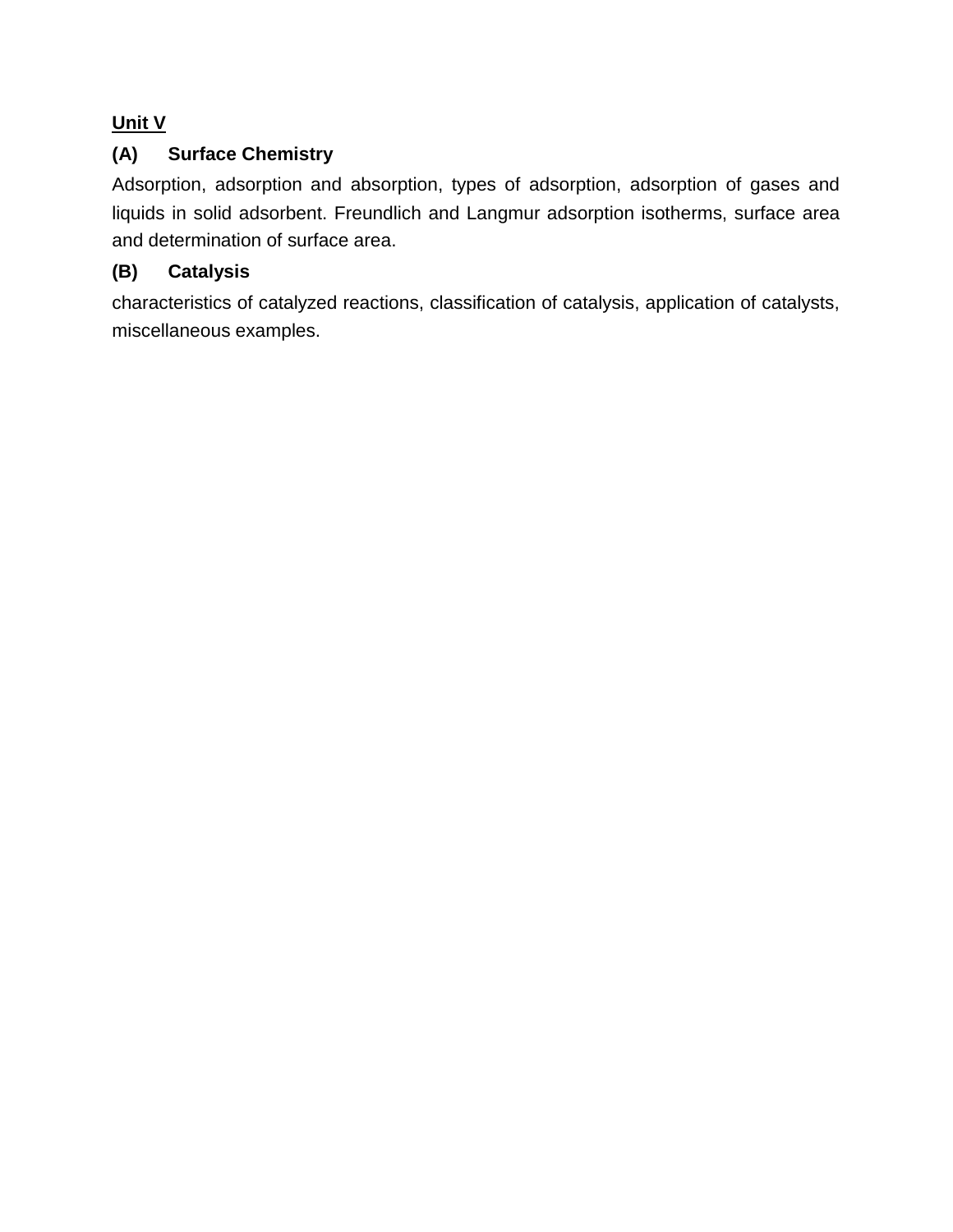**Unit V**

**(A) Surface Chemistry**

Adsorption, adsorption and absorption, types of adsorption, adsorption of gases and liquids in solid adsorbent. Freundlich and Langmur adsorption isotherms, surface area and determination of surface area.

**(B) Catalysis**

characteristics of catalyzed reactions, classification of catalysis, application of catalysts, miscellaneous examples.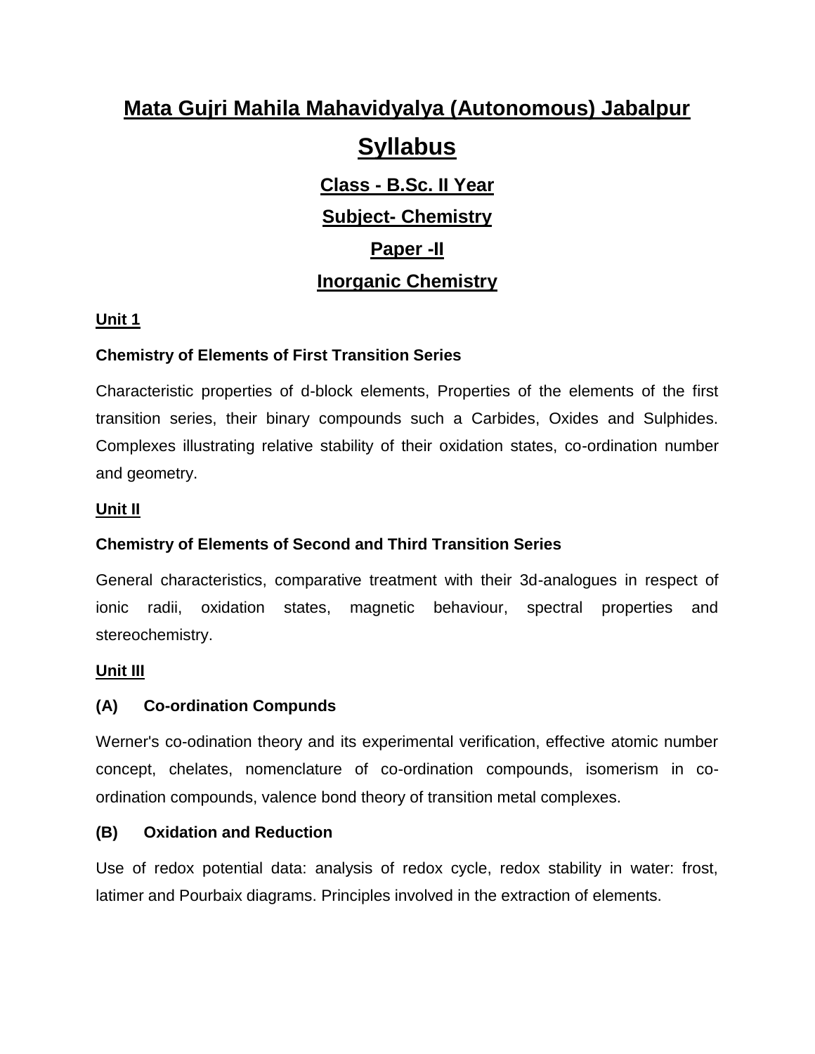# Mata Gujri Mahila Mahavidyalya (Autonomous) Jabalpur

## Syllabus

### Class - B.Sc. II Year

### Subject- Chemistry

### Paper -II

### Inorganic Chemistry

**Unit 1**

**Chemistry of Elements of First Transition Series**

Characteristic properties of d-block elements, Properties of the elements of the first transition series, their binary compounds such a Carbides, Oxides and Sulphides. Complexes illustrating relative stability of their oxidation states, co-ordination number and geometry.

**Unit II**

**Chemistry of Elements of Second and Third Transition Series**

General characteristics, comparative treatment with their 3d-analogues in respect of ionic radii, oxidation states, magnetic behaviour, spectral properties and stereochemistry.

**Unit III**

**(A) Co-ordination Compunds**

Werner's co-odination theory and its experimental verification, effective atomic number concept, chelates, nomenclature of co-ordination compounds, isomerism in co-ordination compounds, valence bond theory of transition metal complexes.

**(B) Oxidation and Reduction**

Use of redox potential data: analysis of redox cycle, redox stability in water: frost, latimer and Pourbaix diagrams. Principles involved in the extraction of elements.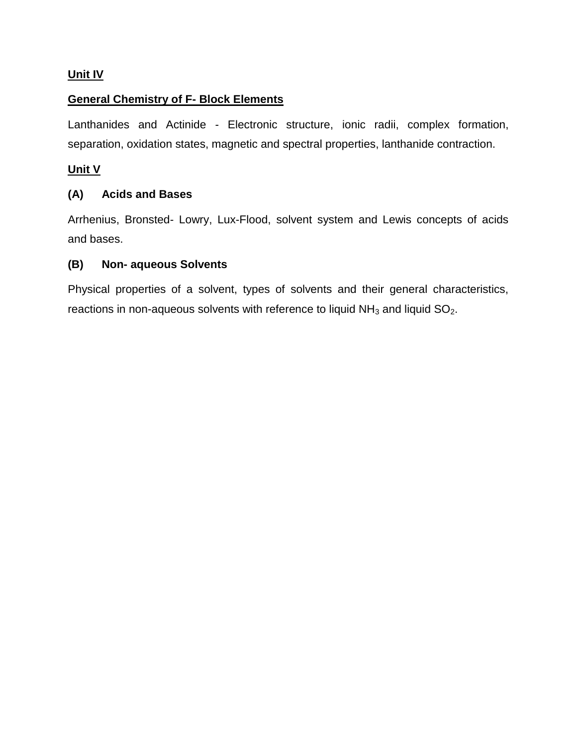## Unit IV

### General Chemistry of F- Block Elements

Lanthanides and Actinide - Electronic structure, ionic radii, complex formation, separation, oxidation states, magnetic and spectral properties, lanthanide contraction.

## Unit V

### (A) Acids and Bases

Arrhenius, Bronsted- Lowry, Lux-Flood, solvent system and Lewis concepts of acids and bases.

### (B) Non- aqueous Solvents

Physical properties of a solvent, types of solvents and their general characteristics, reactions in non-aqueous solvents with reference to liquid $NH_3$ and liquid $SO_2$.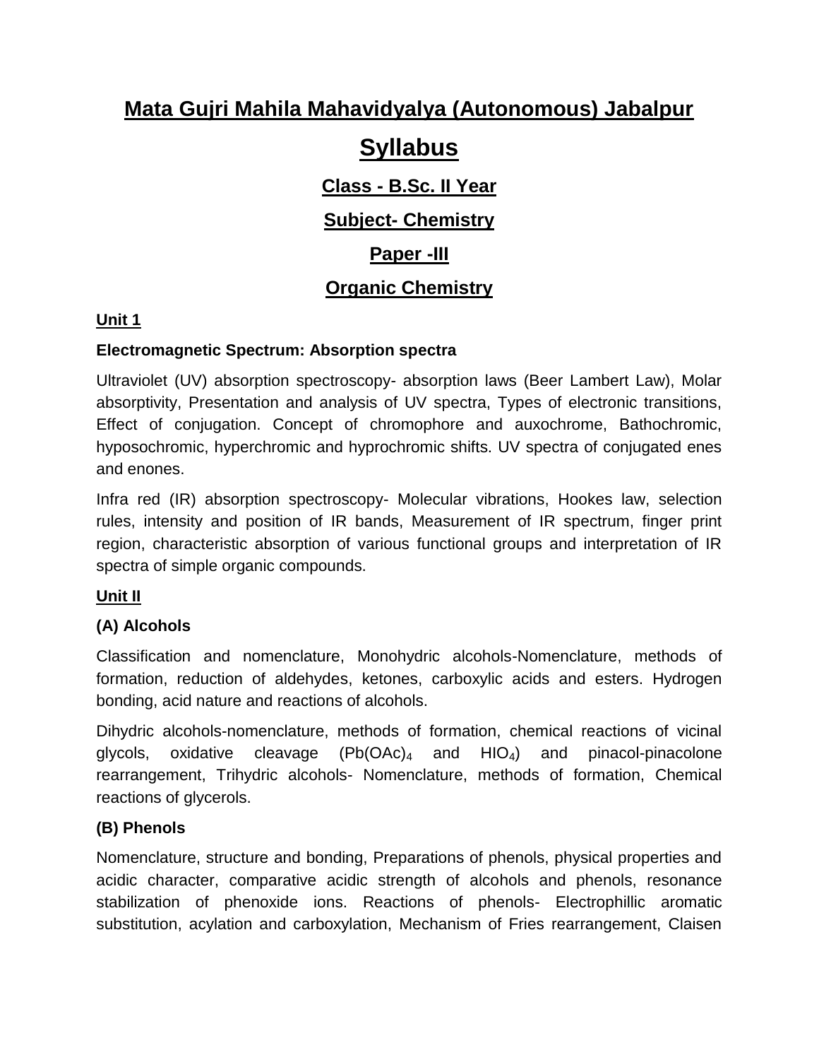# Mata Gujri Mahila Mahavidyalya (Autonomous) Jabalpur

# Syllabus

## Class - B.Sc. II Year

## Subject- Chemistry

## Paper -III

## Organic Chemistry

**Unit 1**

**Electromagnetic Spectrum: Absorption spectra**

Ultraviolet (UV) absorption spectroscopy- absorption laws (Beer Lambert Law), Molar absorptivity, Presentation and analysis of UV spectra, Types of electronic transitions, Effect of conjugation. Concept of chromophore and auxochrome, Bathochromic, hyposochromic, hyperchromic and hyprochromic shifts. UV spectra of conjugated enes and enones.

Infra red (IR) absorption spectroscopy- Molecular vibrations, Hookes law, selection rules, intensity and position of IR bands, Measurement of IR spectrum, finger print region, characteristic absorption of various functional groups and interpretation of IR spectra of simple organic compounds.

**Unit II**

**(A) Alcohols**

Classification and nomenclature, Monohydric alcohols-Nomenclature, methods of formation, reduction of aldehydes, ketones, carboxylic acids and esters. Hydrogen bonding, acid nature and reactions of alcohols.

Dihydric alcohols-nomenclature, methods of formation, chemical reactions of vicinal glycols, oxidative cleavage ($Pb(OAc)_4$ and $HIO_4$) and pinacol-pinacolone rearrangement, Trihydric alcohols- Nomenclature, methods of formation, Chemical reactions of glycerols.

**(B) Phenols**

Nomenclature, structure and bonding, Preparations of phenols, physical properties and acidic character, comparative acidic strength of alcohols and phenols, resonance stabilization of phenoxide ions. Reactions of phenols- Electrophillic aromatic substitution, acylation and carboxylation, Mechanism of Fries rearrangement, Claisen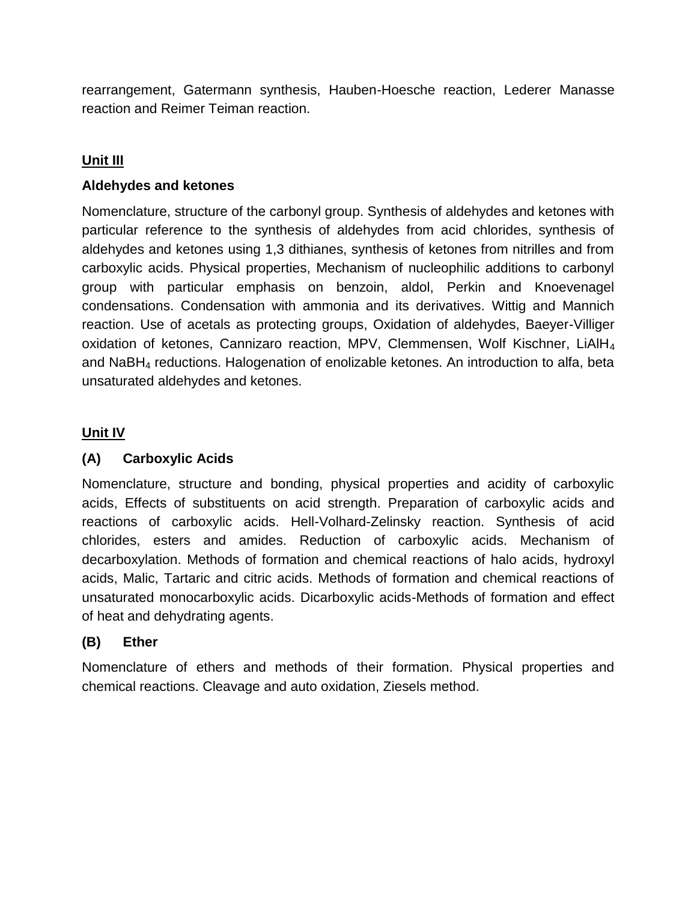rearrangement, Gatermann synthesis, Hauben-Hoesche reaction, Lederer Manasse reaction and Reimer Teiman reaction.

## Unit III

### Aldehydes and ketones

Nomenclature, structure of the carbonyl group. Synthesis of aldehydes and ketones with particular reference to the synthesis of aldehydes from acid chlorides, synthesis of aldehydes and ketones using 1,3 dithianes, synthesis of ketones from nitrilles and from carboxylic acids. Physical properties, Mechanism of nucleophilic additions to carbonyl group with particular emphasis on benzoin, aldol, Perkin and Knoevenagel condensations. Condensation with ammonia and its derivatives. Wittig and Mannich reaction. Use of acetals as protecting groups, Oxidation of aldehydes, Baeyer-Villiger oxidation of ketones, Cannizaro reaction, MPV, Clemmensen, Wolf Kischner, $LiAlH_4$ and $NaBH_4$ reductions. Halogenation of enolizable ketones. An introduction to alfa, beta unsaturated aldehydes and ketones.

## Unit IV

### (A) Carboxylic Acids

Nomenclature, structure and bonding, physical properties and acidity of carboxylic acids, Effects of substituents on acid strength. Preparation of carboxylic acids and reactions of carboxylic acids. Hell-Volhard-Zelinsky reaction. Synthesis of acid chlorides, esters and amides. Reduction of carboxylic acids. Mechanism of decarboxylation. Methods of formation and chemical reactions of halo acids, hydroxyl acids, Malic, Tartaric and citric acids. Methods of formation and chemical reactions of unsaturated monocarboxylic acids. Dicarboxylic acids-Methods of formation and effect of heat and dehydrating agents.

### (B) Ether

Nomenclature of ethers and methods of their formation. Physical properties and chemical reactions. Cleavage and auto oxidation, Ziesels method.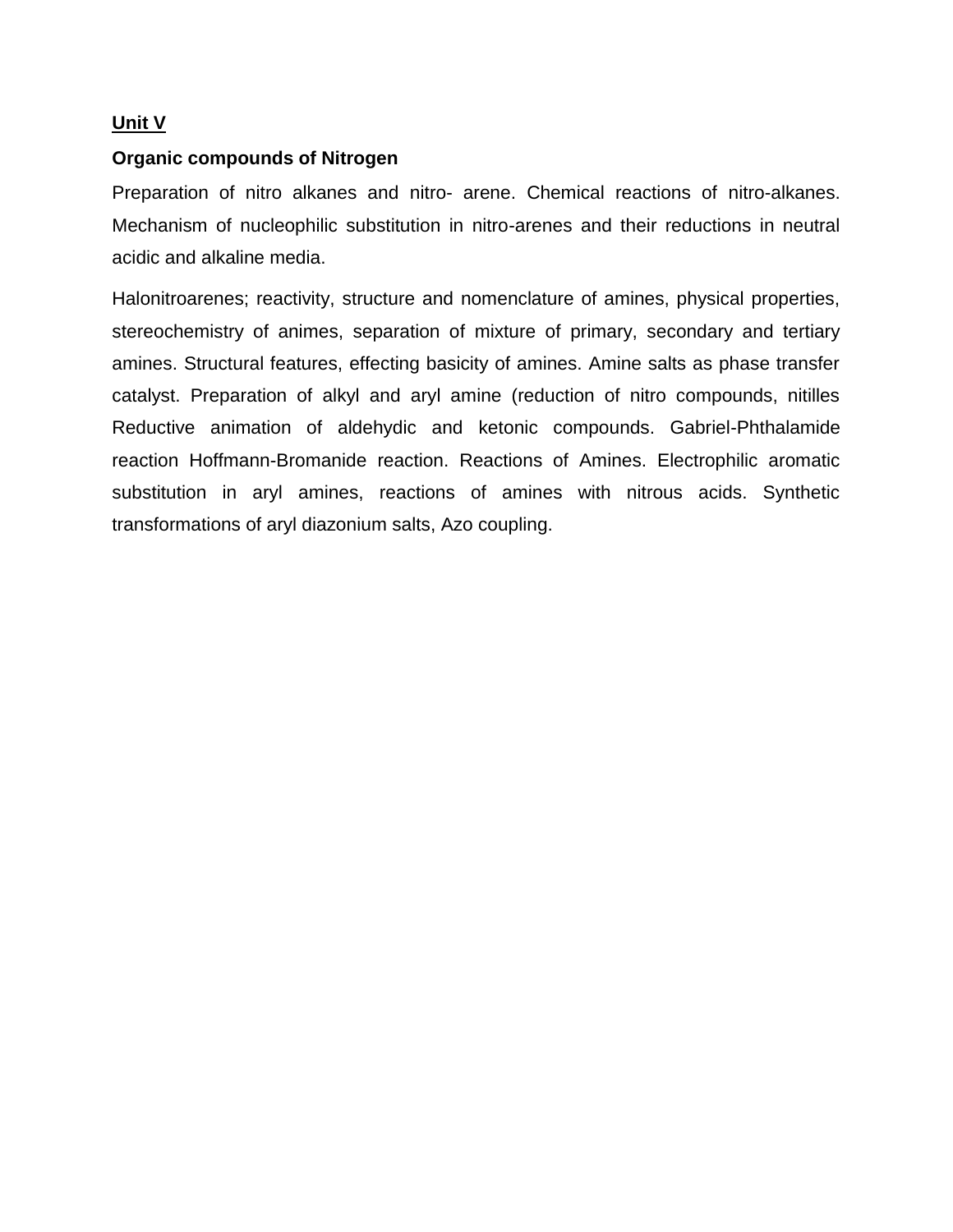## Unit V

**Organic compounds of Nitrogen**

Preparation of nitro alkanes and nitro- arene. Chemical reactions of nitro-alkanes. Mechanism of nucleophilic substitution in nitro-arenes and their reductions in neutral acidic and alkaline media.

Halonitroarenes; reactivity, structure and nomenclature of amines, physical properties, stereochemistry of animes, separation of mixture of primary, secondary and tertiary amines. Structural features, effecting basicity of amines. Amine salts as phase transfer catalyst. Preparation of alkyl and aryl amine (reduction of nitro compounds, nitilles Reductive animation of aldehydic and ketonic compounds. Gabriel-Phthalamide reaction Hoffmann-Bromanide reaction. Reactions of Amines. Electrophilic aromatic substitution in aryl amines, reactions of amines with nitrous acids. Synthetic transformations of aryl diazonium salts, Azo coupling.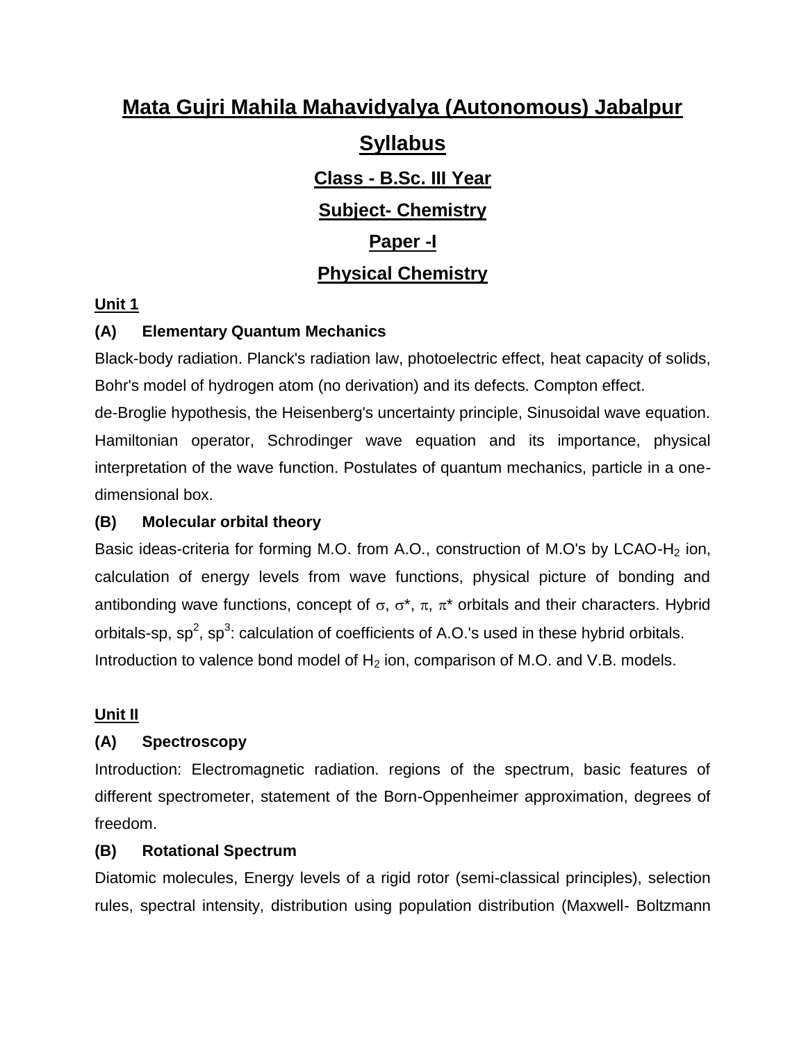# Mata Gujri Mahila Mahavidyalya (Autonomous) Jabalpur

## Syllabus

### Class - B.Sc. III Year

### Subject- Chemistry

### Paper -I

### Physical Chemistry

**Unit 1**

**(A) Elementary Quantum Mechanics**

Black-body radiation. Planck's radiation law, photoelectric effect, heat capacity of solids, Bohr's model of hydrogen atom (no derivation) and its defects. Compton effect.
de-Broglie hypothesis, the Heisenberg's uncertainty principle, Sinusoidal wave equation. Hamiltonian operator, Schrodinger wave equation and its importance, physical interpretation of the wave function. Postulates of quantum mechanics, particle in a one-dimensional box.

**(B) Molecular orbital theory**

Basic ideas-criteria for forming M.O. from A.O., construction of M.O's by LCAO-$H_2$ ion, calculation of energy levels from wave functions, physical picture of bonding and antibonding wave functions, concept of $\sigma$, $\sigma^*$, $\pi$, $\pi^*$ orbitals and their characters. Hybrid orbitals-sp, $sp^2$, $sp^3$: calculation of coefficients of A.O.'s used in these hybrid orbitals.
Introduction to valence bond model of $H_2$ ion, comparison of M.O. and V.B. models.

**Unit II**

**(A) Spectroscopy**

Introduction: Electromagnetic radiation. regions of the spectrum, basic features of different spectrometer, statement of the Born-Oppenheimer approximation, degrees of freedom.

**(B) Rotational Spectrum**

Diatomic molecules, Energy levels of a rigid rotor (semi-classical principles), selection rules, spectral intensity, distribution using population distribution (Maxwell- Boltzmann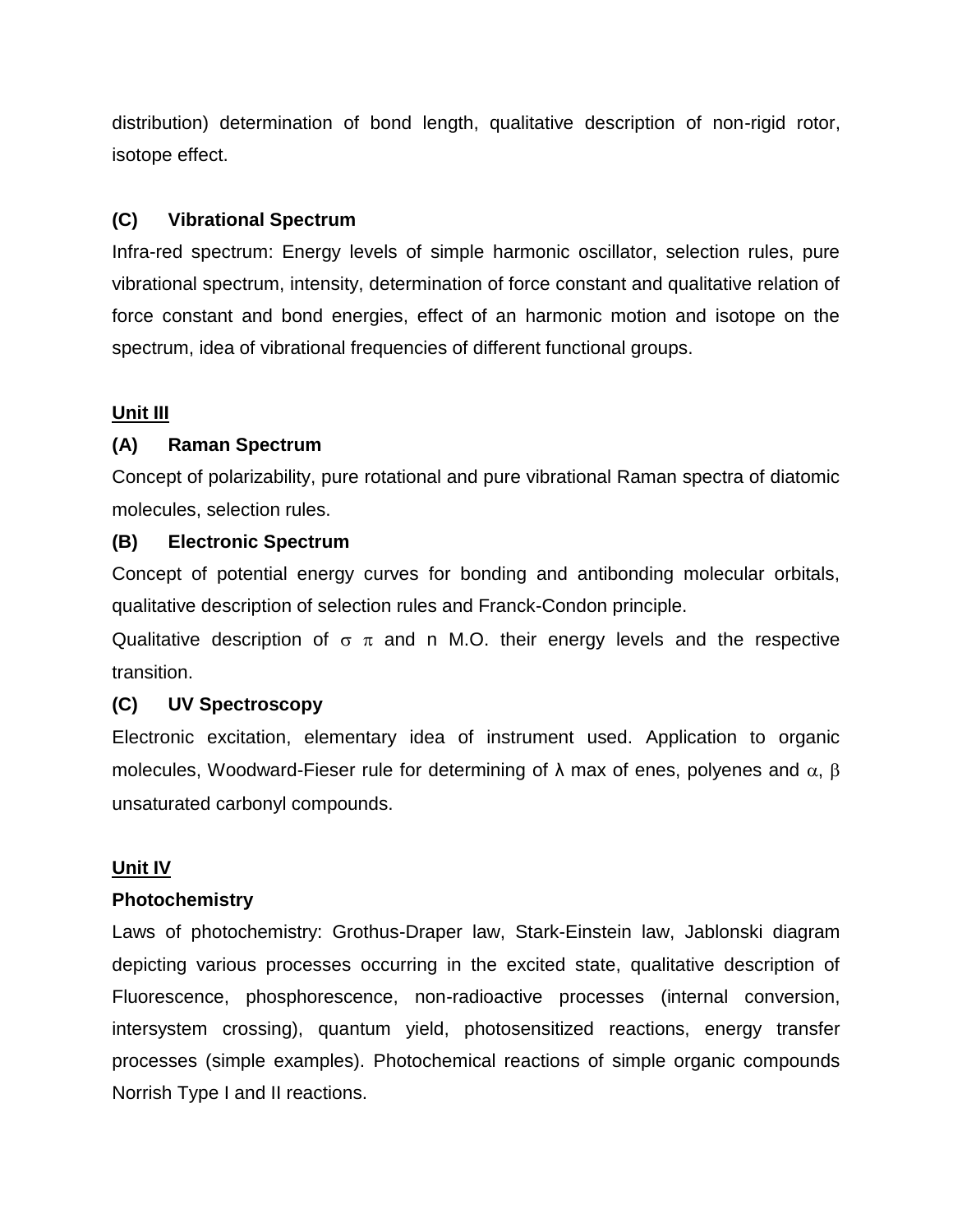distribution) determination of bond length, qualitative description of non-rigid rotor, isotope effect.

**(C) Vibrational Spectrum**

Infra-red spectrum: Energy levels of simple harmonic oscillator, selection rules, pure vibrational spectrum, intensity, determination of force constant and qualitative relation of force constant and bond energies, effect of an harmonic motion and isotope on the spectrum, idea of vibrational frequencies of different functional groups.

**<u>Unit III</u>**

**(A) Raman Spectrum**

Concept of polarizability, pure rotational and pure vibrational Raman spectra of diatomic molecules, selection rules.

**(B) Electronic Spectrum**

Concept of potential energy curves for bonding and antibonding molecular orbitals, qualitative description of selection rules and Franck-Condon principle.

Qualitative description of $\sigma$ $\pi$ and n M.O. their energy levels and the respective transition.

**(C) UV Spectroscopy**

Electronic excitation, elementary idea of instrument used. Application to organic molecules, Woodward-Fieser rule for determining of $\lambda$ max of enes, polyenes and $\alpha$, $\beta$ unsaturated carbonyl compounds.

**<u>Unit IV</u>**

**Photochemistry**

Laws of photochemistry: Grothus-Draper law, Stark-Einstein law, Jablonski diagram depicting various processes occurring in the excited state, qualitative description of Fluorescence, phosphorescence, non-radioactive processes (internal conversion, intersystem crossing), quantum yield, photosensitized reactions, energy transfer processes (simple examples). Photochemical reactions of simple organic compounds Norrish Type I and II reactions.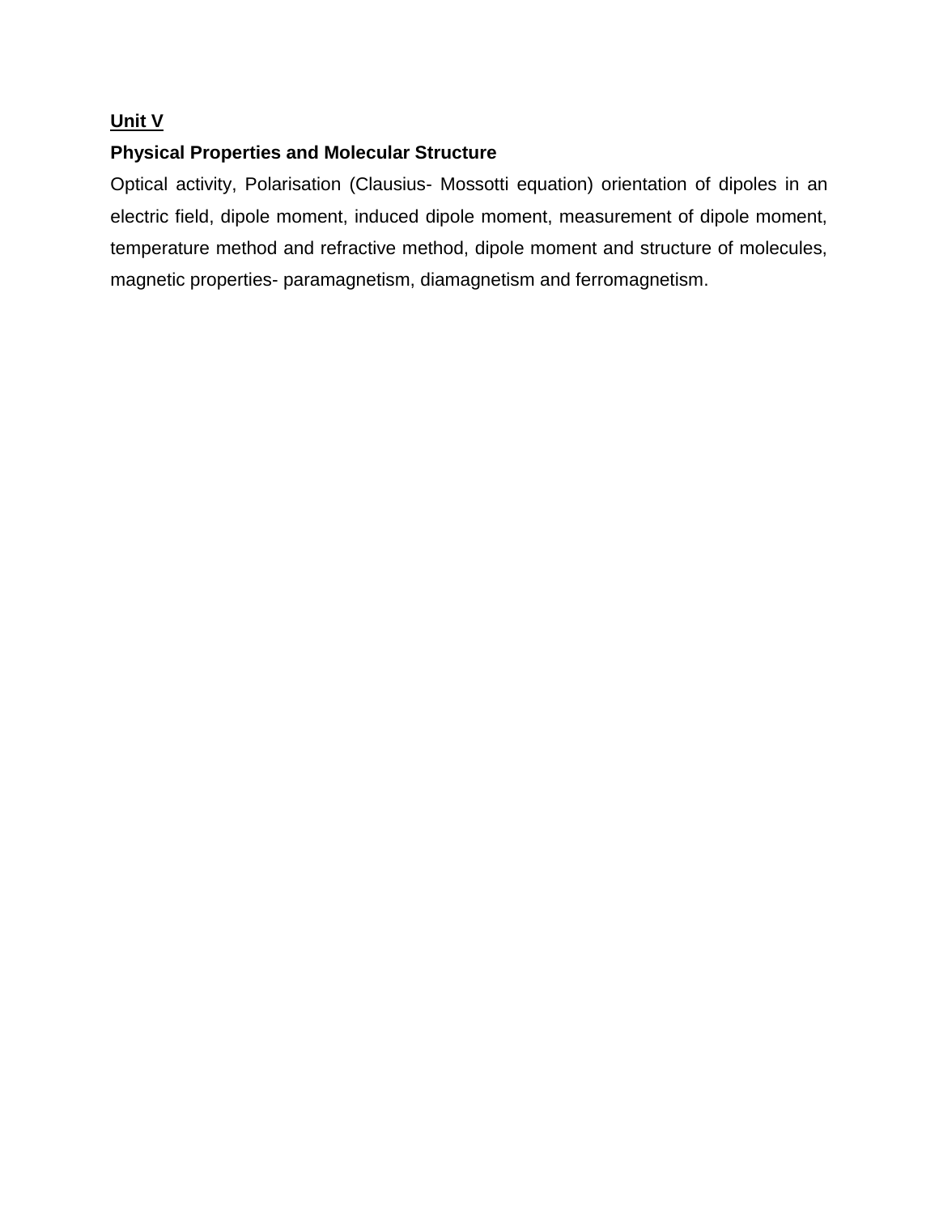**Unit V**

**Physical Properties and Molecular Structure**

Optical activity, Polarisation (Clausius- Mossotti equation) orientation of dipoles in an electric field, dipole moment, induced dipole moment, measurement of dipole moment, temperature method and refractive method, dipole moment and structure of molecules, magnetic properties- paramagnetism, diamagnetism and ferromagnetism.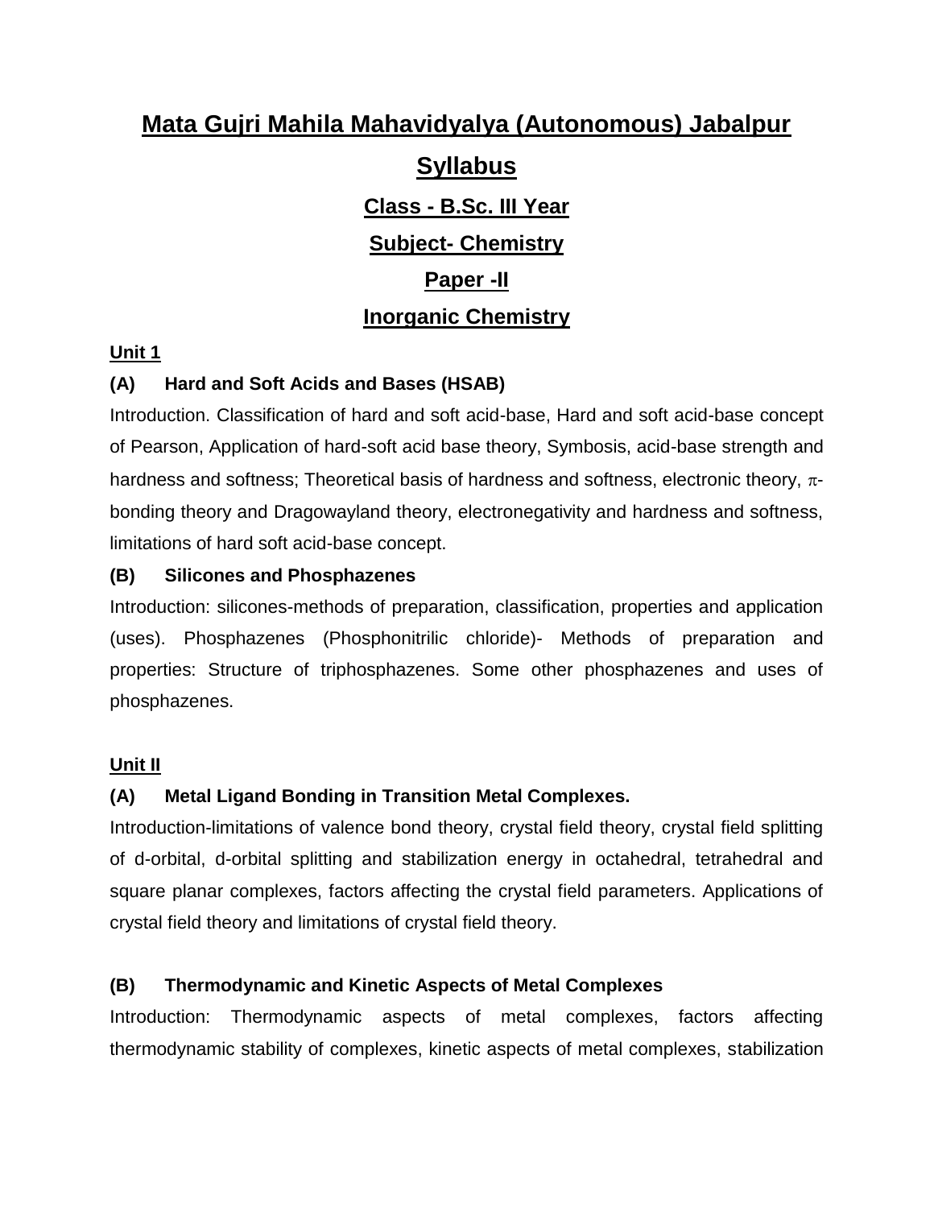# Mata Gujri Mahila Mahavidyalya (Autonomous) Jabalpur

## Syllabus

### Class - B.Sc. III Year

### Subject- Chemistry

### Paper -II

### Inorganic Chemistry

**Unit 1**

**(A) Hard and Soft Acids and Bases (HSAB)**

Introduction. Classification of hard and soft acid-base, Hard and soft acid-base concept of Pearson, Application of hard-soft acid base theory, Symbosis, acid-base strength and hardness and softness; Theoretical basis of hardness and softness, electronic theory, $\pi$-bonding theory and Dragowayland theory, electronegativity and hardness and softness, limitations of hard soft acid-base concept.

**(B) Silicones and Phosphazenes**

Introduction: silicones-methods of preparation, classification, properties and application (uses). Phosphazenes (Phosphonitrilic chloride)- Methods of preparation and properties: Structure of triphosphazenes. Some other phosphazenes and uses of phosphazenes.

**Unit II**

**(A) Metal Ligand Bonding in Transition Metal Complexes.**

Introduction-limitations of valence bond theory, crystal field theory, crystal field splitting of d-orbital, d-orbital splitting and stabilization energy in octahedral, tetrahedral and square planar complexes, factors affecting the crystal field parameters. Applications of crystal field theory and limitations of crystal field theory.

**(B) Thermodynamic and Kinetic Aspects of Metal Complexes**

Introduction: Thermodynamic aspects of metal complexes, factors affecting thermodynamic stability of complexes, kinetic aspects of metal complexes, stabilization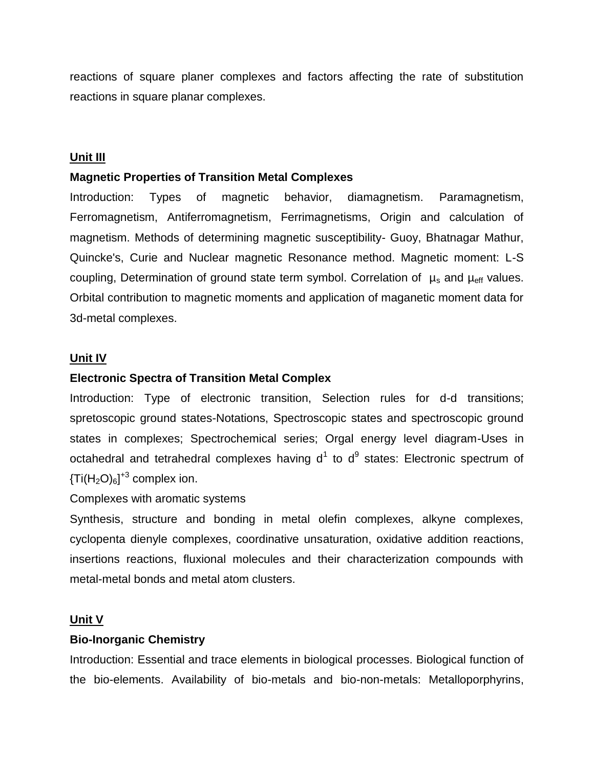reactions of square planer complexes and factors affecting the rate of substitution reactions in square planar complexes.

**Unit III**

**Magnetic Properties of Transition Metal Complexes**

Introduction: Types of magnetic behavior, diamagnetism. Paramagnetism, Ferromagnetism, Antiferromagnetism, Ferrimagnetisms, Origin and calculation of magnetism. Methods of determining magnetic susceptibility- Guoy, Bhatnagar Mathur, Quincke's, Curie and Nuclear magnetic Resonance method. Magnetic moment: L-S coupling, Determination of ground state term symbol. Correlation of $\mu_s$ and $\mu_{eff}$ values. Orbital contribution to magnetic moments and application of maganetic moment data for 3d-metal complexes.

**Unit IV**

**Electronic Spectra of Transition Metal Complex**

Introduction: Type of electronic transition, Selection rules for d-d transitions; spretoscopic ground states-Notations, Spectroscopic states and spectroscopic ground states in complexes; Spectrochemical series; Orgal energy level diagram-Uses in octahedral and tetrahedral complexes having $d^1$ to $d^9$ states: Electronic spectrum of $\{Ti(H_2O)_6]^{+3}$ complex ion.

Complexes with aromatic systems

Synthesis, structure and bonding in metal olefin complexes, alkyne complexes, cyclopenta dienyle complexes, coordinative unsaturation, oxidative addition reactions, insertions reactions, fluxional molecules and their characterization compounds with metal-metal bonds and metal atom clusters.

**Unit V**

**Bio-Inorganic Chemistry**

Introduction: Essential and trace elements in biological processes. Biological function of the bio-elements. Availability of bio-metals and bio-non-metals: Metalloporphyrins,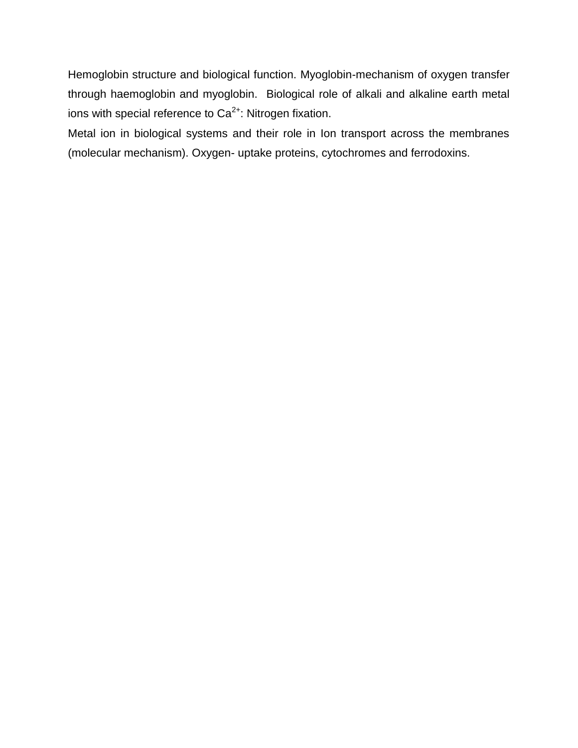Hemoglobin structure and biological function. Myoglobin-mechanism of oxygen transfer through haemoglobin and myoglobin.  Biological role of alkali and alkaline earth metal ions with special reference to $Ca^{2+}$: Nitrogen fixation.

Metal ion in biological systems and their role in Ion transport across the membranes (molecular mechanism). Oxygen- uptake proteins, cytochromes and ferrodoxins.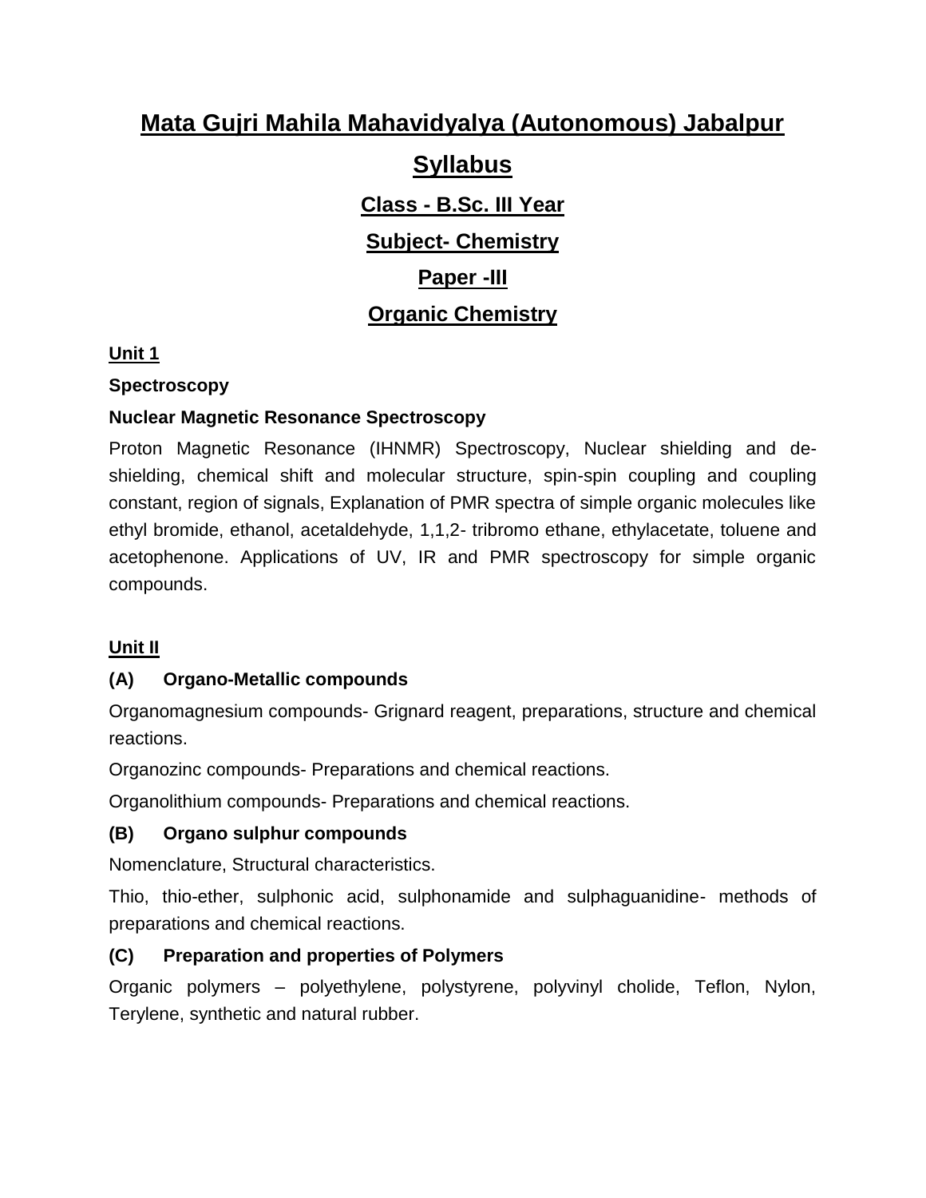# Mata Gujri Mahila Mahavidyalya (Autonomous) Jabalpur

## Syllabus

### Class - B.Sc. III Year

### Subject- Chemistry

### Paper -III

### Organic Chemistry

**Unit 1**

**Spectroscopy**

**Nuclear Magnetic Resonance Spectroscopy**

Proton Magnetic Resonance (IHNMR) Spectroscopy, Nuclear shielding and de-shielding, chemical shift and molecular structure, spin-spin coupling and coupling constant, region of signals, Explanation of PMR spectra of simple organic molecules like ethyl bromide, ethanol, acetaldehyde, 1,1,2- tribromo ethane, ethylacetate, toluene and acetophenone. Applications of UV, IR and PMR spectroscopy for simple organic compounds.

**Unit II**

**(A) Organo-Metallic compounds**

Organomagnesium compounds- Grignard reagent, preparations, structure and chemical reactions.

Organozinc compounds- Preparations and chemical reactions.

Organolithium compounds- Preparations and chemical reactions.

**(B) Organo sulphur compounds**

Nomenclature, Structural characteristics.

Thio, thio-ether, sulphonic acid, sulphonamide and sulphaguanidine- methods of preparations and chemical reactions.

**(C) Preparation and properties of Polymers**

Organic polymers – polyethylene, polystyrene, polyvinyl cholide, Teflon, Nylon, Terylene, synthetic and natural rubber.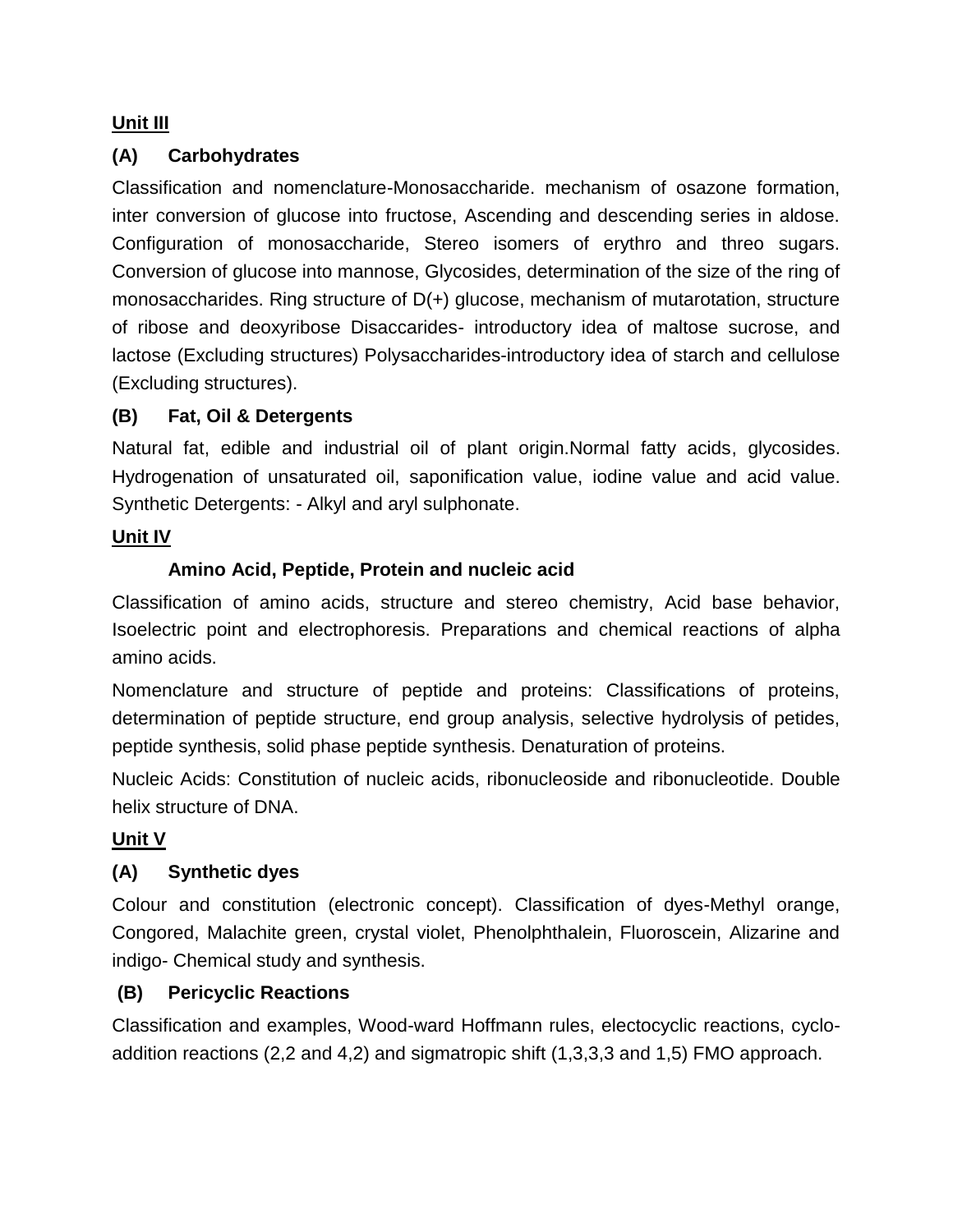## Unit III

### (A) Carbohydrates

Classification and nomenclature-Monosaccharide. mechanism of osazone formation, inter conversion of glucose into fructose, Ascending and descending series in aldose. Configuration of monosaccharide, Stereo isomers of erythro and threo sugars. Conversion of glucose into mannose, Glycosides, determination of the size of the ring of monosaccharides. Ring structure of D(+) glucose, mechanism of mutarotation, structure of ribose and deoxyribose Disaccarides- introductory idea of maltose sucrose, and lactose (Excluding structures) Polysaccharides-introductory idea of starch and cellulose (Excluding structures).

### (B) Fat, Oil & Detergents

Natural fat, edible and industrial oil of plant origin.Normal fatty acids, glycosides. Hydrogenation of unsaturated oil, saponification value, iodine value and acid value. Synthetic Detergents: - Alkyl and aryl sulphonate.

## Unit IV

### Amino Acid, Peptide, Protein and nucleic acid

Classification of amino acids, structure and stereo chemistry, Acid base behavior, Isoelectric point and electrophoresis. Preparations and chemical reactions of alpha amino acids.

Nomenclature and structure of peptide and proteins: Classifications of proteins, determination of peptide structure, end group analysis, selective hydrolysis of petides, peptide synthesis, solid phase peptide synthesis. Denaturation of proteins.

Nucleic Acids: Constitution of nucleic acids, ribonucleoside and ribonucleotide. Double helix structure of DNA.

## Unit V

### (A) Synthetic dyes

Colour and constitution (electronic concept). Classification of dyes-Methyl orange, Congored, Malachite green, crystal violet, Phenolphthalein, Fluoroscein, Alizarine and indigo- Chemical study and synthesis.

### (B) Pericyclic Reactions

Classification and examples, Wood-ward Hoffmann rules, electocyclic reactions, cyclo-addition reactions (2,2 and 4,2) and sigmatropic shift (1,3,3,3 and 1,5) FMO approach.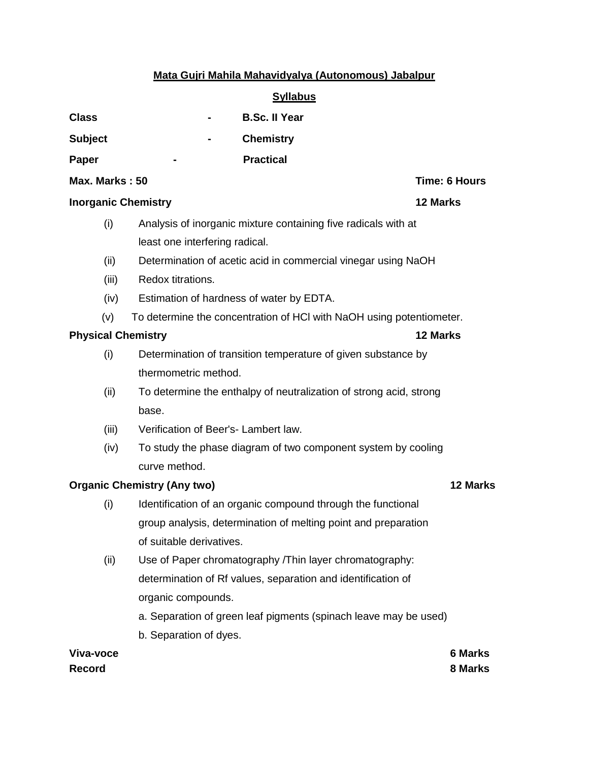**Mata Gujri Mahila Mahavidyalya (Autonomous) Jabalpur**

**Syllabus**

**Class** - **B.Sc. II Year**

**Subject** - **Chemistry**

**Paper** - **Practical**

**Max. Marks : 50** **Time: 6 Hours**

**Inorganic Chemistry** **12 Marks**

(i) Analysis of inorganic mixture containing five radicals with at least one interfering radical.

(ii) Determination of acetic acid in commercial vinegar using NaOH

(iii) Redox titrations.

(iv) Estimation of hardness of water by EDTA.

(v) To determine the concentration of HCl with NaOH using potentiometer.

**Physical Chemistry** **12 Marks**

(i) Determination of transition temperature of given substance by thermometric method.

(ii) To determine the enthalpy of neutralization of strong acid, strong base.

(iii) Verification of Beer's- Lambert law.

(iv) To study the phase diagram of two component system by cooling curve method.

**Organic Chemistry (Any two)** **12 Marks**

(i) Identification of an organic compound through the functional group analysis, determination of melting point and preparation of suitable derivatives.

(ii) Use of Paper chromatography /Thin layer chromatography: determination of Rf values, separation and identification of organic compounds.

a. Separation of green leaf pigments (spinach leave may be used)

b. Separation of dyes.

**Viva-voce** **6 Marks**

**Record** **8 Marks**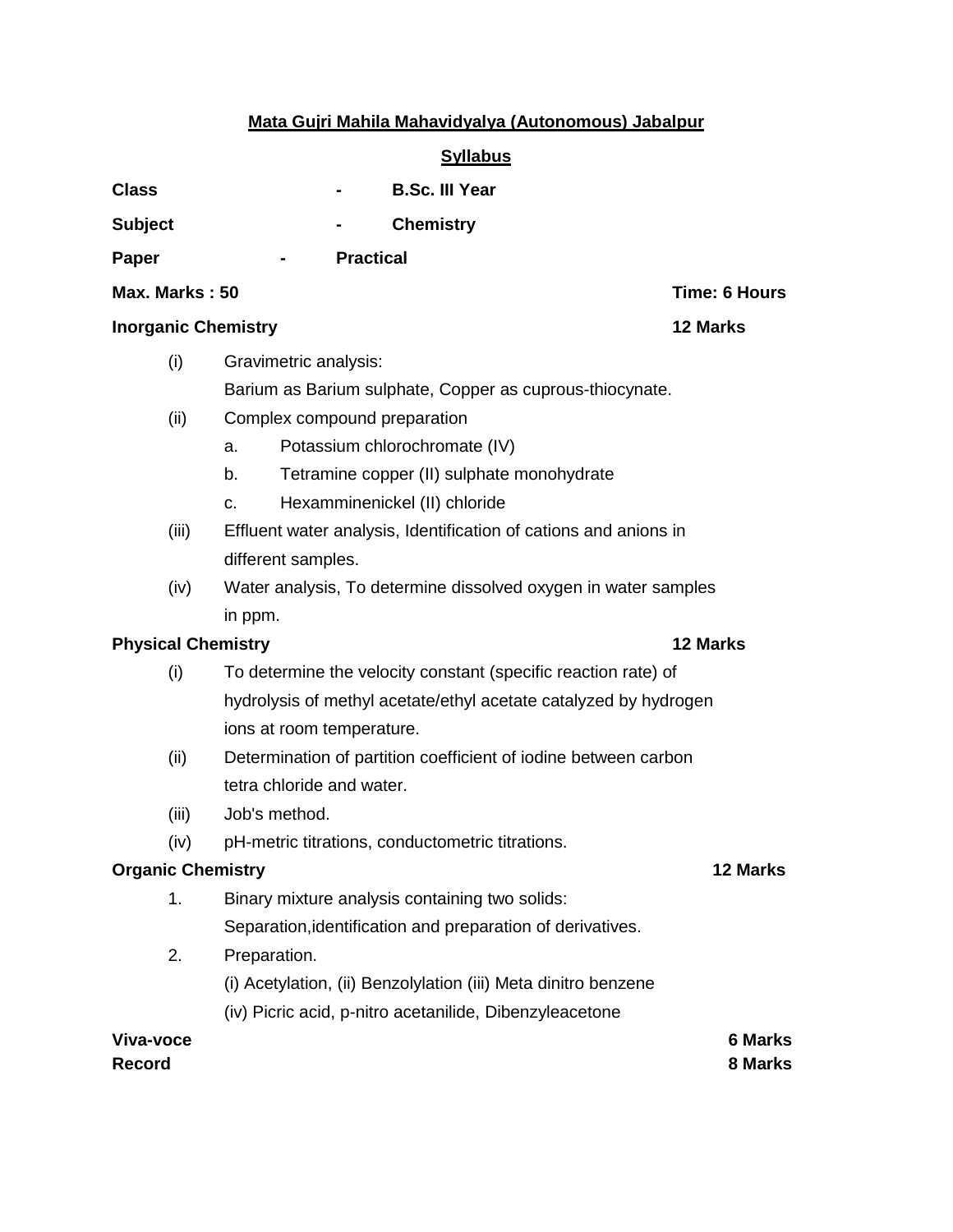**<u>Mata Gujri Mahila Mahavidyalya (Autonomous) Jabalpur</u>**

**<u>Syllabus</u>**

**Class** - **B.Sc. III Year**

**Subject** - **Chemistry**

**Paper** - **Practical**

**Max. Marks : 50** **Time: 6 Hours**

**Inorganic Chemistry** **12 Marks**

(i) Gravimetric analysis:
Barium as Barium sulphate, Copper as cuprous-thiocynate.

(ii) Complex compound preparation
   a. Potassium chlorochromate (IV)
   b. Tetramine copper (II) sulphate monohydrate
   c. Hexamminenickel (II) chloride

(iii) Effluent water analysis, Identification of cations and anions in different samples.

(iv) Water analysis, To determine dissolved oxygen in water samples in ppm.

**Physical Chemistry** **12 Marks**

(i) To determine the velocity constant (specific reaction rate) of hydrolysis of methyl acetate/ethyl acetate catalyzed by hydrogen ions at room temperature.

(ii) Determination of partition coefficient of iodine between carbon tetra chloride and water.

(iii) Job's method.

(iv) pH-metric titrations, conductometric titrations.

**Organic Chemistry** **12 Marks**

1. Binary mixture analysis containing two solids:
   Separation,identification and preparation of derivatives.
2. Preparation.
   (i) Acetylation, (ii) Benzolylation (iii) Meta dinitro benzene
   (iv) Picric acid, p-nitro acetanilide, Dibenzyleacetone

**Viva-voce** **6 Marks**

**Record** **8 Marks**